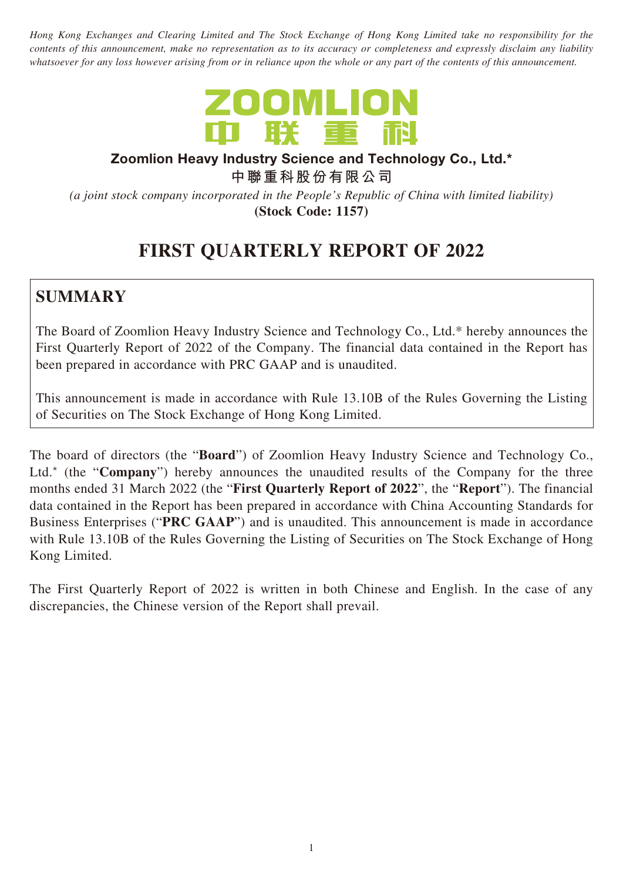*Hong Kong Exchanges and Clearing Limited and The Stock Exchange of Hong Kong Limited take no responsibility for the contents of this announcement, make no representation as to its accuracy or completeness and expressly disclaim any liability whatsoever for any loss however arising from or in reliance upon the whole or any part of the contents of this announcement.*

ZOOMLION
中 联 重 科

**Zoomlion Heavy Industry Science and Technology Co., Ltd.***

**中聯重科股份有限公司**

*(a joint stock company incorporated in the People's Republic of China with limited liability)*

**(Stock Code: 1157)**

# FIRST QUARTERLY REPORT OF 2022

## SUMMARY

The Board of Zoomlion Heavy Industry Science and Technology Co., Ltd.* hereby announces the First Quarterly Report of 2022 of the Company. The financial data contained in the Report has been prepared in accordance with PRC GAAP and is unaudited.

This announcement is made in accordance with Rule 13.10B of the Rules Governing the Listing of Securities on The Stock Exchange of Hong Kong Limited.

The board of directors (the "**Board**") of Zoomlion Heavy Industry Science and Technology Co., Ltd.* (the "**Company**") hereby announces the unaudited results of the Company for the three months ended 31 March 2022 (the "**First Quarterly Report of 2022**", the "**Report**"). The financial data contained in the Report has been prepared in accordance with China Accounting Standards for Business Enterprises ("**PRC GAAP**") and is unaudited. This announcement is made in accordance with Rule 13.10B of the Rules Governing the Listing of Securities on The Stock Exchange of Hong Kong Limited.

The First Quarterly Report of 2022 is written in both Chinese and English. In the case of any discrepancies, the Chinese version of the Report shall prevail.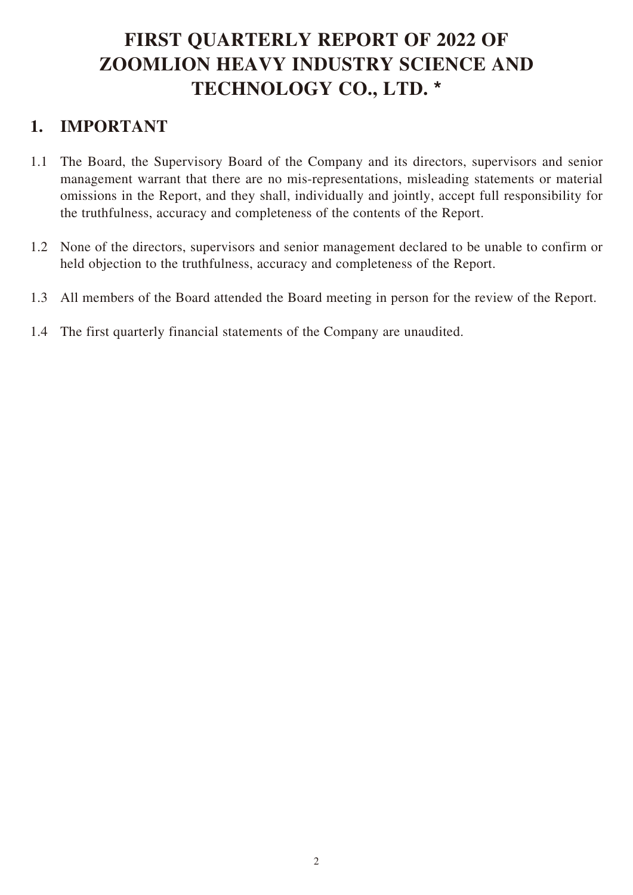# FIRST QUARTERLY REPORT OF 2022 OF ZOOMLION HEAVY INDUSTRY SCIENCE AND TECHNOLOGY CO., LTD. *

## 1. IMPORTANT

1.1 The Board, the Supervisory Board of the Company and its directors, supervisors and senior management warrant that there are no mis-representations, misleading statements or material omissions in the Report, and they shall, individually and jointly, accept full responsibility for the truthfulness, accuracy and completeness of the contents of the Report.

1.2 None of the directors, supervisors and senior management declared to be unable to confirm or held objection to the truthfulness, accuracy and completeness of the Report.

1.3 All members of the Board attended the Board meeting in person for the review of the Report.

1.4 The first quarterly financial statements of the Company are unaudited.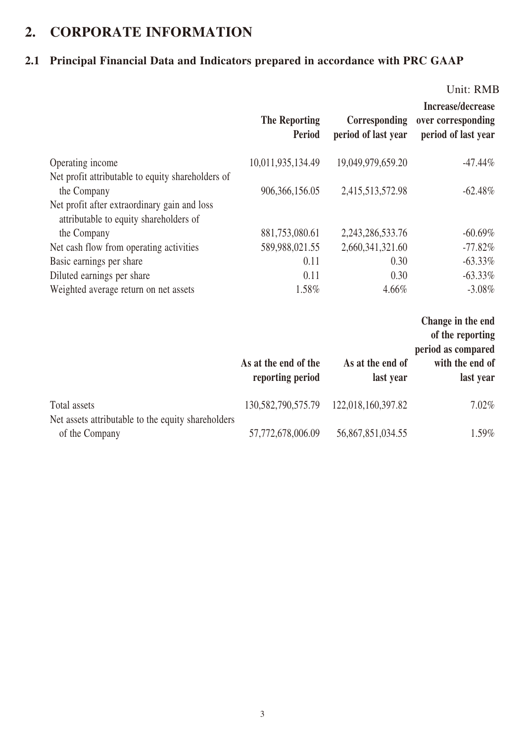# 2. CORPORATE INFORMATION

## 2.1 Principal Financial Data and Indicators prepared in accordance with PRC GAAP

Unit: RMB

| | The Reporting Period | Corresponding period of last year | Increase/decrease over corresponding period of last year |
|---|---|---|---|
| Operating income | 10,011,935,134.49 | 19,049,979,659.20 | -47.44% |
| Net profit attributable to equity shareholders of the Company | 906,366,156.05 | 2,415,513,572.98 | -62.48% |
| Net profit after extraordinary gain and loss attributable to equity shareholders of the Company | 881,753,080.61 | 2,243,286,533.76 | -60.69% |
| Net cash flow from operating activities | 589,988,021.55 | 2,660,341,321.60 | -77.82% |
| Basic earnings per share | 0.11 | 0.30 | -63.33% |
| Diluted earnings per share | 0.11 | 0.30 | -63.33% |
| Weighted average return on net assets | 1.58% | 4.66% | -3.08% |

| | As at the end of the reporting period | As at the end of last year | Change in the end of the reporting period as compared with the end of last year |
|---|---|---|---|
| Total assets | 130,582,790,575.79 | 122,018,160,397.82 | 7.02% |
| Net assets attributable to the equity shareholders of the Company | 57,772,678,006.09 | 56,867,851,034.55 | 1.59% |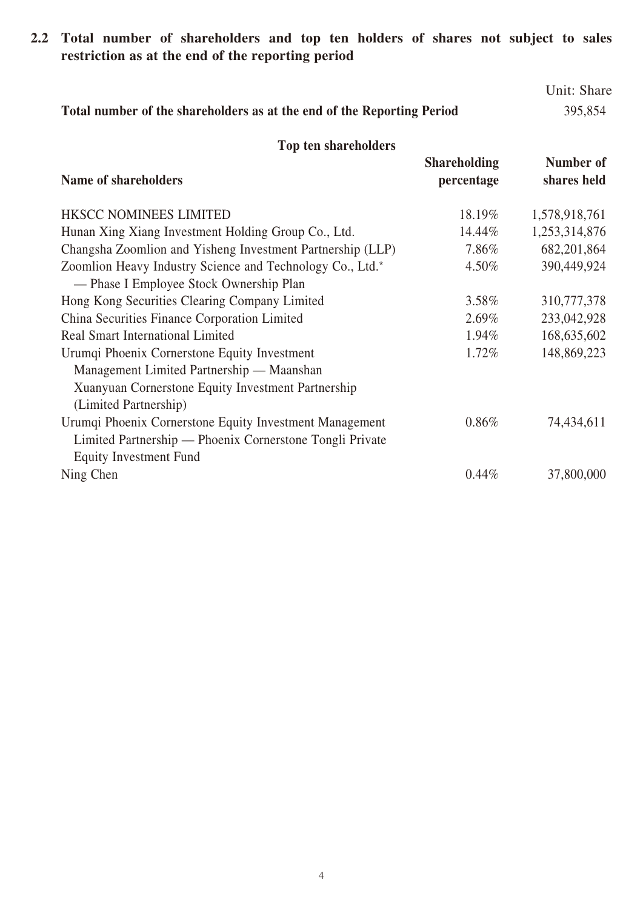## 2.2 Total number of shareholders and top ten holders of shares not subject to sales restriction as at the end of the reporting period

Unit: Share

| **Total number of the shareholders as at the end of the Reporting Period** | | 395,854 |
|---|---|---|
| **Top ten shareholders** | | |
| **Name of shareholders** | **Shareholding percentage** | **Number of shares held** |
| HKSCC NOMINEES LIMITED | 18.19% | 1,578,918,761 |
| Hunan Xing Xiang Investment Holding Group Co., Ltd. | 14.44% | 1,253,314,876 |
| Changsha Zoomlion and Yisheng Investment Partnership (LLP) | 7.86% | 682,201,864 |
| Zoomlion Heavy Industry Science and Technology Co., Ltd.* — Phase I Employee Stock Ownership Plan | 4.50% | 390,449,924 |
| Hong Kong Securities Clearing Company Limited | 3.58% | 310,777,378 |
| China Securities Finance Corporation Limited | 2.69% | 233,042,928 |
| Real Smart International Limited | 1.94% | 168,635,602 |
| Urumqi Phoenix Cornerstone Equity Investment Management Limited Partnership — Maanshan Xuanyuan Cornerstone Equity Investment Partnership (Limited Partnership) | 1.72% | 148,869,223 |
| Urumqi Phoenix Cornerstone Equity Investment Management Limited Partnership — Phoenix Cornerstone Tongli Private Equity Investment Fund | 0.86% | 74,434,611 |
| Ning Chen | 0.44% | 37,800,000 |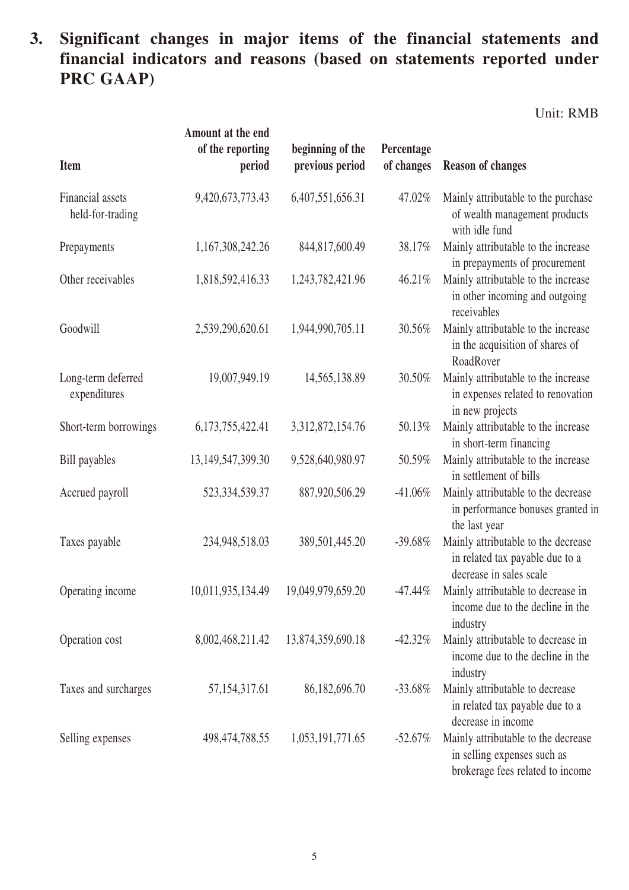# 3. Significant changes in major items of the financial statements and financial indicators and reasons (based on statements reported under PRC GAAP)

Unit: RMB

| Item | Amount at the end of the reporting period | beginning of the previous period | Percentage of changes | Reason of changes |
|---|---|---|---|---|
| Financial assets held-for-trading | 9,420,673,773.43 | 6,407,551,656.31 | 47.02% | Mainly attributable to the purchase of wealth management products with idle fund |
| Prepayments | 1,167,308,242.26 | 844,817,600.49 | 38.17% | Mainly attributable to the increase in prepayments of procurement |
| Other receivables | 1,818,592,416.33 | 1,243,782,421.96 | 46.21% | Mainly attributable to the increase in other incoming and outgoing receivables |
| Goodwill | 2,539,290,620.61 | 1,944,990,705.11 | 30.56% | Mainly attributable to the increase in the acquisition of shares of RoadRover |
| Long-term deferred expenditures | 19,007,949.19 | 14,565,138.89 | 30.50% | Mainly attributable to the increase in expenses related to renovation in new projects |
| Short-term borrowings | 6,173,755,422.41 | 3,312,872,154.76 | 50.13% | Mainly attributable to the increase in short-term financing |
| Bill payables | 13,149,547,399.30 | 9,528,640,980.97 | 50.59% | Mainly attributable to the increase in settlement of bills |
| Accrued payroll | 523,334,539.37 | 887,920,506.29 | -41.06% | Mainly attributable to the decrease in performance bonuses granted in the last year |
| Taxes payable | 234,948,518.03 | 389,501,445.20 | -39.68% | Mainly attributable to the decrease in related tax payable due to a decrease in sales scale |
| Operating income | 10,011,935,134.49 | 19,049,979,659.20 | -47.44% | Mainly attributable to decrease in income due to the decline in the industry |
| Operation cost | 8,002,468,211.42 | 13,874,359,690.18 | -42.32% | Mainly attributable to decrease in income due to the decline in the industry |
| Taxes and surcharges | 57,154,317.61 | 86,182,696.70 | -33.68% | Mainly attributable to decrease in related tax payable due to a decrease in income |
| Selling expenses | 498,474,788.55 | 1,053,191,771.65 | -52.67% | Mainly attributable to the decrease in selling expenses such as brokerage fees related to income |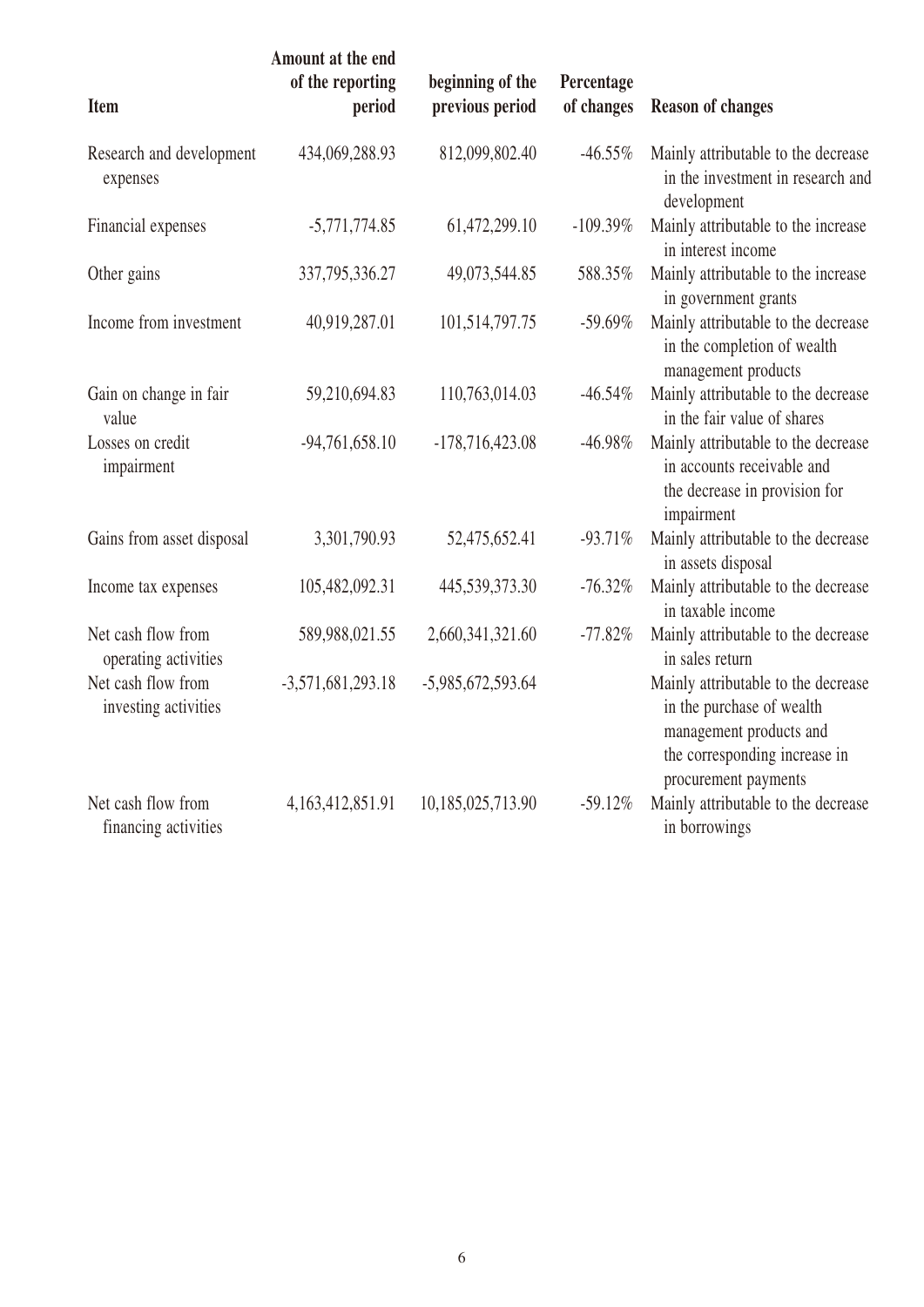| Item | Amount at the end of the reporting period | beginning of the previous period | Percentage of changes | Reason of changes |
|---|---|---|---|---|
| Research and development expenses | 434,069,288.93 | 812,099,802.40 | -46.55% | Mainly attributable to the decrease in the investment in research and development |
| Financial expenses | -5,771,774.85 | 61,472,299.10 | -109.39% | Mainly attributable to the increase in interest income |
| Other gains | 337,795,336.27 | 49,073,544.85 | 588.35% | Mainly attributable to the increase in government grants |
| Income from investment | 40,919,287.01 | 101,514,797.75 | -59.69% | Mainly attributable to the decrease in the completion of wealth management products |
| Gain on change in fair value | 59,210,694.83 | 110,763,014.03 | -46.54% | Mainly attributable to the decrease in the fair value of shares |
| Losses on credit impairment | -94,761,658.10 | -178,716,423.08 | -46.98% | Mainly attributable to the decrease in accounts receivable and the decrease in provision for impairment |
| Gains from asset disposal | 3,301,790.93 | 52,475,652.41 | -93.71% | Mainly attributable to the decrease in assets disposal |
| Income tax expenses | 105,482,092.31 | 445,539,373.30 | -76.32% | Mainly attributable to the decrease in taxable income |
| Net cash flow from operating activities | 589,988,021.55 | 2,660,341,321.60 | -77.82% | Mainly attributable to the decrease in sales return |
| Net cash flow from investing activities | -3,571,681,293.18 | -5,985,672,593.64 | | Mainly attributable to the decrease in the purchase of wealth management products and the corresponding increase in procurement payments |
| Net cash flow from financing activities | 4,163,412,851.91 | 10,185,025,713.90 | -59.12% | Mainly attributable to the decrease in borrowings |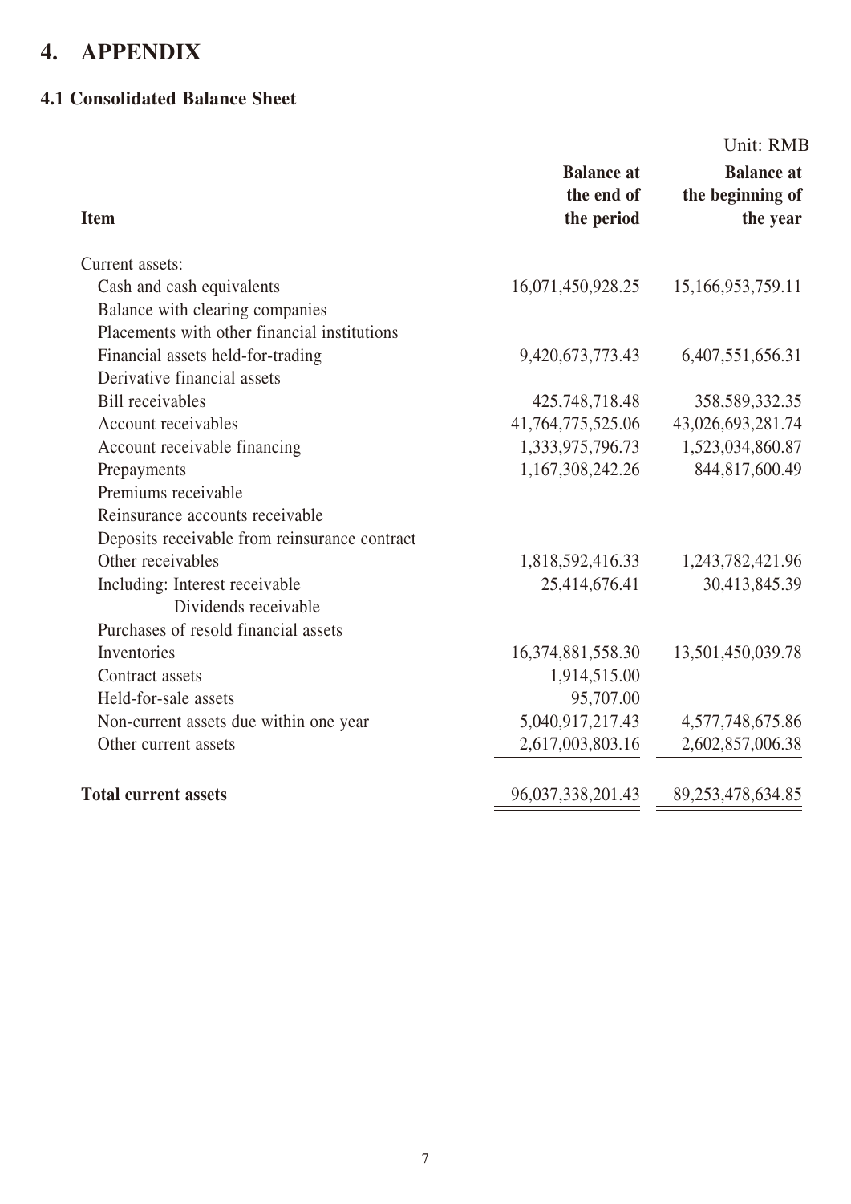# 4. APPENDIX

## 4.1 Consolidated Balance Sheet

Unit: RMB

| Item | Balance at the end of the period | Balance at the beginning of the year |
|---|---|---|
| Current assets: | | |
| Cash and cash equivalents | 16,071,450,928.25 | 15,166,953,759.11 |
| Balance with clearing companies | | |
| Placements with other financial institutions | | |
| Financial assets held-for-trading | 9,420,673,773.43 | 6,407,551,656.31 |
| Derivative financial assets | | |
| Bill receivables | 425,748,718.48 | 358,589,332.35 |
| Account receivables | 41,764,775,525.06 | 43,026,693,281.74 |
| Account receivable financing | 1,333,975,796.73 | 1,523,034,860.87 |
| Prepayments | 1,167,308,242.26 | 844,817,600.49 |
| Premiums receivable | | |
| Reinsurance accounts receivable | | |
| Deposits receivable from reinsurance contract | | |
| Other receivables | 1,818,592,416.33 | 1,243,782,421.96 |
| Including: Interest receivable | 25,414,676.41 | 30,413,845.39 |
| Dividends receivable | | |
| Purchases of resold financial assets | | |
| Inventories | 16,374,881,558.30 | 13,501,450,039.78 |
| Contract assets | 1,914,515.00 | |
| Held-for-sale assets | 95,707.00 | |
| Non-current assets due within one year | 5,040,917,217.43 | 4,577,748,675.86 |
| Other current assets | 2,617,003,803.16 | 2,602,857,006.38 |
| **Total current assets** | 96,037,338,201.43 | 89,253,478,634.85 |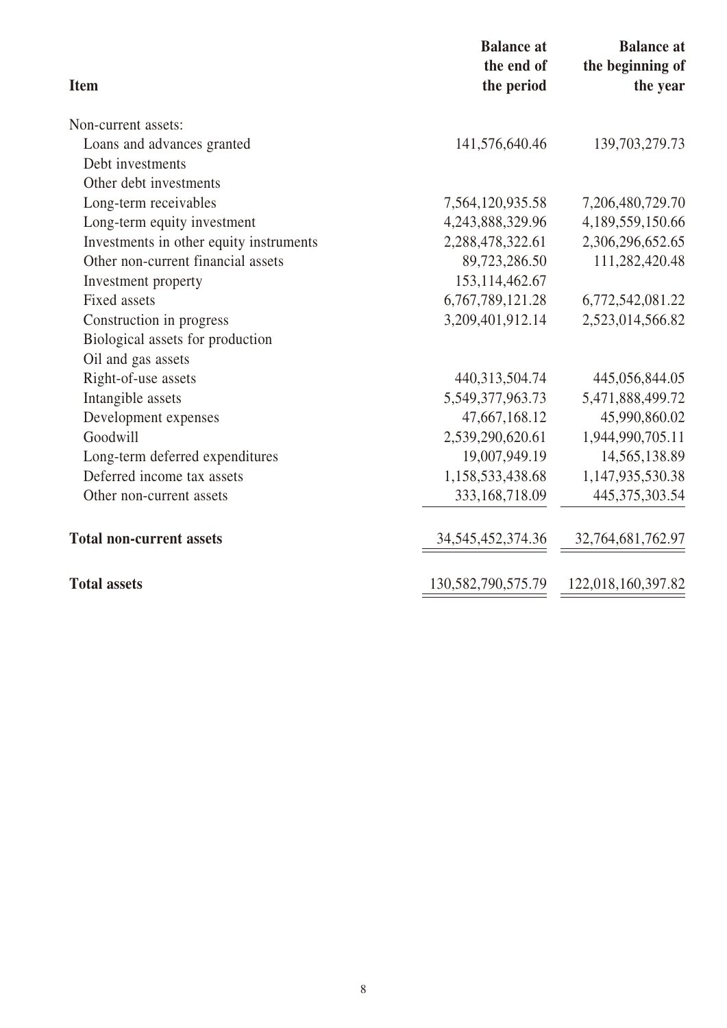| Item | Balance at the end of the period | Balance at the beginning of the year |
|---|---|---|
| Non-current assets: | | |
| Loans and advances granted | 141,576,640.46 | 139,703,279.73 |
| Debt investments | | |
| Other debt investments | | |
| Long-term receivables | 7,564,120,935.58 | 7,206,480,729.70 |
| Long-term equity investment | 4,243,888,329.96 | 4,189,559,150.66 |
| Investments in other equity instruments | 2,288,478,322.61 | 2,306,296,652.65 |
| Other non-current financial assets | 89,723,286.50 | 111,282,420.48 |
| Investment property | 153,114,462.67 | |
| Fixed assets | 6,767,789,121.28 | 6,772,542,081.22 |
| Construction in progress | 3,209,401,912.14 | 2,523,014,566.82 |
| Biological assets for production | | |
| Oil and gas assets | | |
| Right-of-use assets | 440,313,504.74 | 445,056,844.05 |
| Intangible assets | 5,549,377,963.73 | 5,471,888,499.72 |
| Development expenses | 47,667,168.12 | 45,990,860.02 |
| Goodwill | 2,539,290,620.61 | 1,944,990,705.11 |
| Long-term deferred expenditures | 19,007,949.19 | 14,565,138.89 |
| Deferred income tax assets | 1,158,533,438.68 | 1,147,935,530.38 |
| Other non-current assets | 333,168,718.09 | 445,375,303.54 |
| **Total non-current assets** | 34,545,452,374.36 | 32,764,681,762.97 |
| **Total assets** | 130,582,790,575.79 | 122,018,160,397.82 |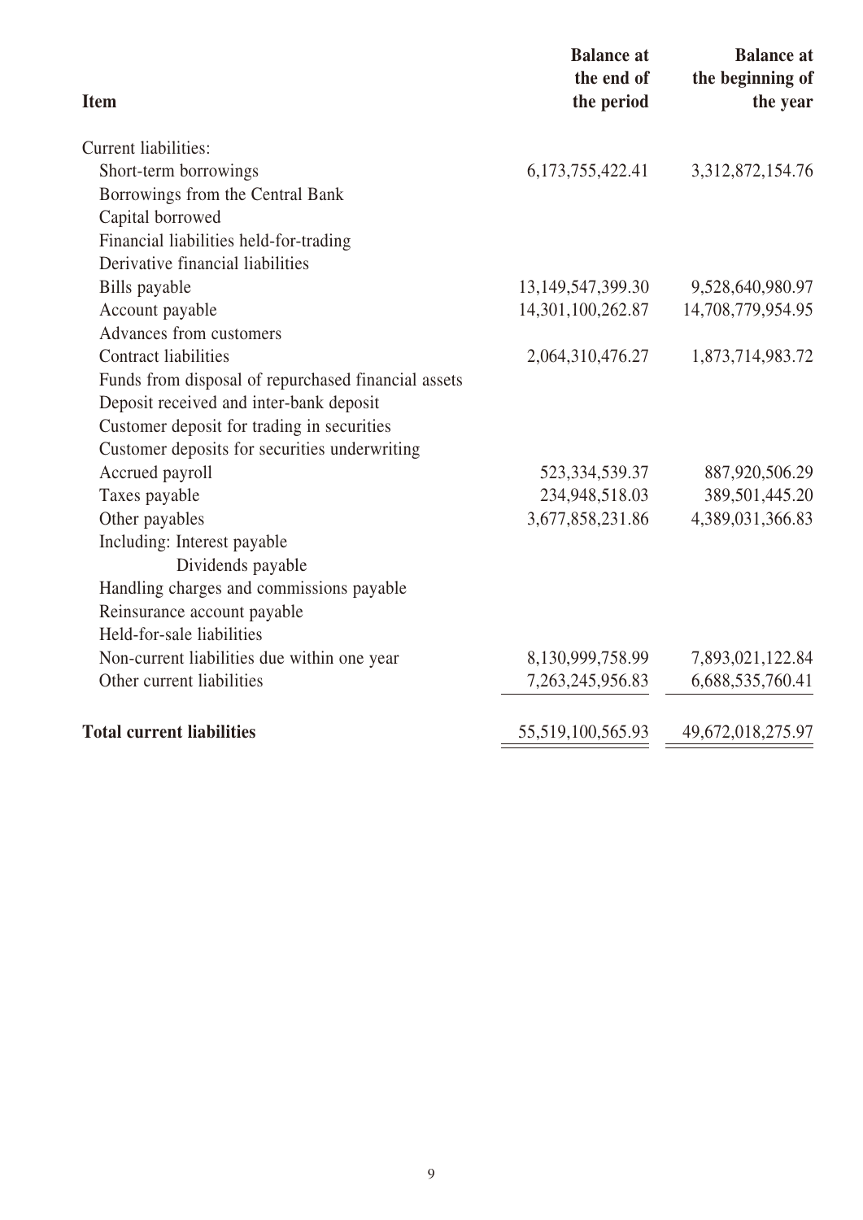| Item | Balance at the end of the period | Balance at the beginning of the year |
| --- | --- | --- |
| Current liabilities: | | |
| Short-term borrowings | 6,173,755,422.41 | 3,312,872,154.76 |
| Borrowings from the Central Bank | | |
| Capital borrowed | | |
| Financial liabilities held-for-trading | | |
| Derivative financial liabilities | | |
| Bills payable | 13,149,547,399.30 | 9,528,640,980.97 |
| Account payable | 14,301,100,262.87 | 14,708,779,954.95 |
| Advances from customers | | |
| Contract liabilities | 2,064,310,476.27 | 1,873,714,983.72 |
| Funds from disposal of repurchased financial assets | | |
| Deposit received and inter-bank deposit | | |
| Customer deposit for trading in securities | | |
| Customer deposits for securities underwriting | | |
| Accrued payroll | 523,334,539.37 | 887,920,506.29 |
| Taxes payable | 234,948,518.03 | 389,501,445.20 |
| Other payables | 3,677,858,231.86 | 4,389,031,366.83 |
| Including: Interest payable | | |
| Dividends payable | | |
| Handling charges and commissions payable | | |
| Reinsurance account payable | | |
| Held-for-sale liabilities | | |
| Non-current liabilities due within one year | 8,130,999,758.99 | 7,893,021,122.84 |
| Other current liabilities | 7,263,245,956.83 | 6,688,535,760.41 |
| **Total current liabilities** | 55,519,100,565.93 | 49,672,018,275.97 |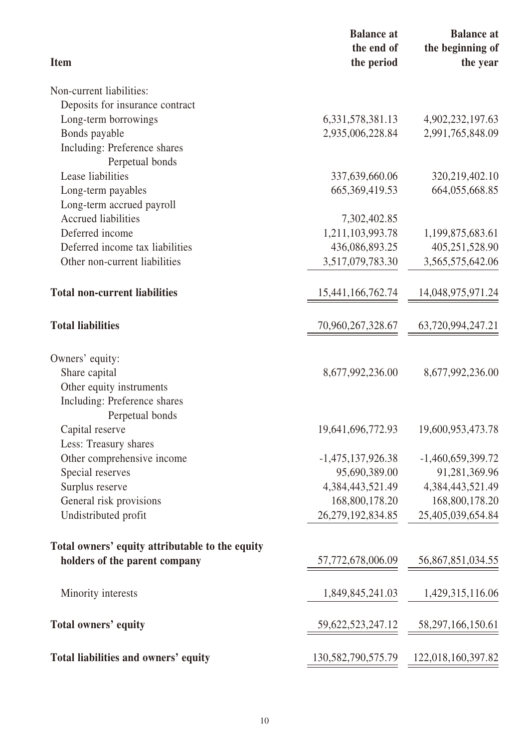| Item | Balance at the end of the period | Balance at the beginning of the year |
|---|---|---|
| Non-current liabilities: | | |
| Deposits for insurance contract | | |
| Long-term borrowings | 6,331,578,381.13 | 4,902,232,197.63 |
| Bonds payable | 2,935,006,228.84 | 2,991,765,848.09 |
| Including: Preference shares | | |
| Perpetual bonds | | |
| Lease liabilities | 337,639,660.06 | 320,219,402.10 |
| Long-term payables | 665,369,419.53 | 664,055,668.85 |
| Long-term accrued payroll | | |
| Accrued liabilities | 7,302,402.85 | |
| Deferred income | 1,211,103,993.78 | 1,199,875,683.61 |
| Deferred income tax liabilities | 436,086,893.25 | 405,251,528.90 |
| Other non-current liabilities | 3,517,079,783.30 | 3,565,575,642.06 |
| **Total non-current liabilities** | 15,441,166,762.74 | 14,048,975,971.24 |
| **Total liabilities** | 70,960,267,328.67 | 63,720,994,247.21 |
| Owners' equity: | | |
| Share capital | 8,677,992,236.00 | 8,677,992,236.00 |
| Other equity instruments | | |
| Including: Preference shares | | |
| Perpetual bonds | | |
| Capital reserve | 19,641,696,772.93 | 19,600,953,473.78 |
| Less: Treasury shares | | |
| Other comprehensive income | -1,475,137,926.38 | -1,460,659,399.72 |
| Special reserves | 95,690,389.00 | 91,281,369.96 |
| Surplus reserve | 4,384,443,521.49 | 4,384,443,521.49 |
| General risk provisions | 168,800,178.20 | 168,800,178.20 |
| Undistributed profit | 26,279,192,834.85 | 25,405,039,654.84 |
| **Total owners' equity attributable to the equity holders of the parent company** | 57,772,678,006.09 | 56,867,851,034.55 |
| Minority interests | 1,849,845,241.03 | 1,429,315,116.06 |
| **Total owners' equity** | 59,622,523,247.12 | 58,297,166,150.61 |
| **Total liabilities and owners' equity** | 130,582,790,575.79 | 122,018,160,397.82 |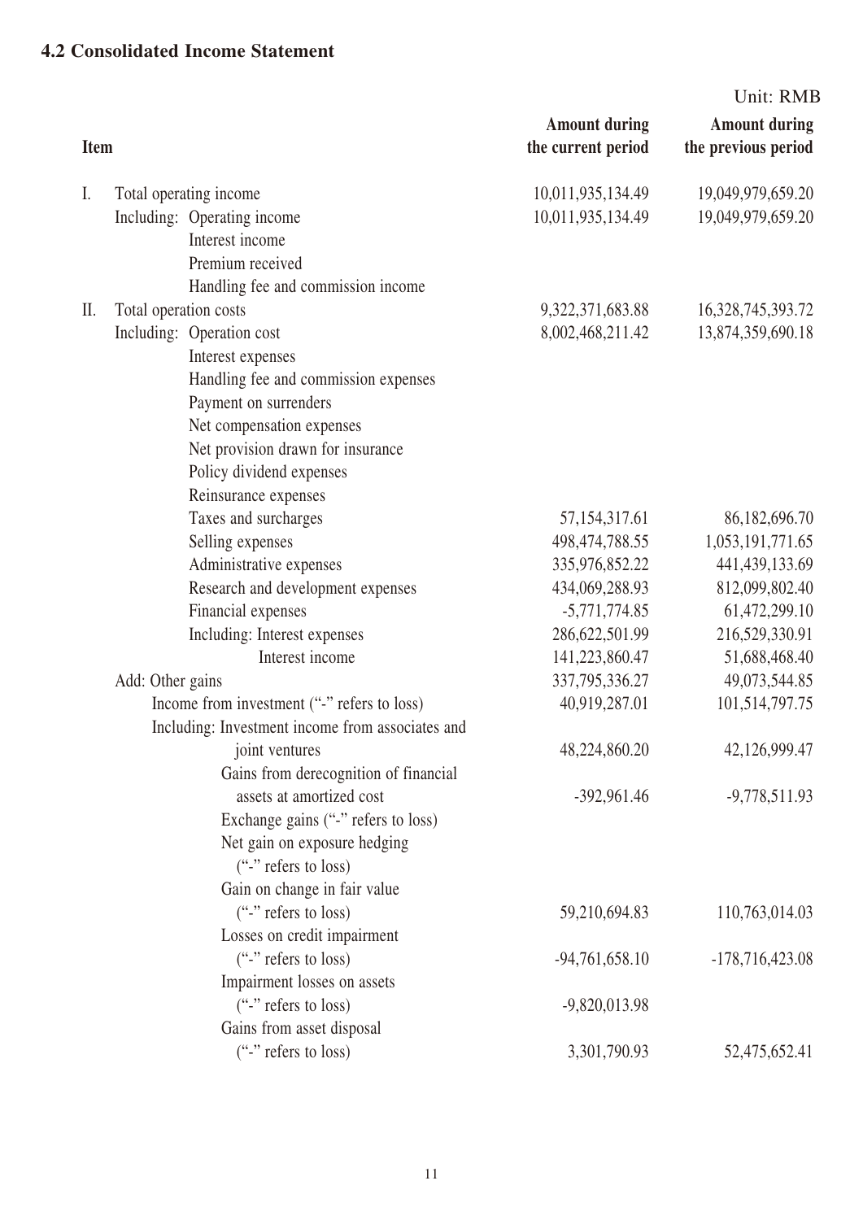## 4.2 Consolidated Income Statement

Unit: RMB

| Item | Amount during the current period | Amount during the previous period |
|---|---|---|
| I. Total operating income | 10,011,935,134.49 | 19,049,979,659.20 |
| Including: Operating income | 10,011,935,134.49 | 19,049,979,659.20 |
| Interest income | | |
| Premium received | | |
| Handling fee and commission income | | |
| II. Total operation costs | 9,322,371,683.88 | 16,328,745,393.72 |
| Including: Operation cost | 8,002,468,211.42 | 13,874,359,690.18 |
| Interest expenses | | |
| Handling fee and commission expenses | | |
| Payment on surrenders | | |
| Net compensation expenses | | |
| Net provision drawn for insurance | | |
| Policy dividend expenses | | |
| Reinsurance expenses | | |
| Taxes and surcharges | 57,154,317.61 | 86,182,696.70 |
| Selling expenses | 498,474,788.55 | 1,053,191,771.65 |
| Administrative expenses | 335,976,852.22 | 441,439,133.69 |
| Research and development expenses | 434,069,288.93 | 812,099,802.40 |
| Financial expenses | -5,771,774.85 | 61,472,299.10 |
| Including: Interest expenses | 286,622,501.99 | 216,529,330.91 |
| Interest income | 141,223,860.47 | 51,688,468.40 |
| Add: Other gains | 337,795,336.27 | 49,073,544.85 |
| Income from investment ("-" refers to loss) | 40,919,287.01 | 101,514,797.75 |
| Including: Investment income from associates and joint ventures | 48,224,860.20 | 42,126,999.47 |
| Gains from derecognition of financial assets at amortized cost | -392,961.46 | -9,778,511.93 |
| Exchange gains ("-" refers to loss) | | |
| Net gain on exposure hedging ("-" refers to loss) | | |
| Gain on change in fair value ("-" refers to loss) | 59,210,694.83 | 110,763,014.03 |
| Losses on credit impairment ("-" refers to loss) | -94,761,658.10 | -178,716,423.08 |
| Impairment losses on assets ("-" refers to loss) | -9,820,013.98 | |
| Gains from asset disposal ("-" refers to loss) | 3,301,790.93 | 52,475,652.41 |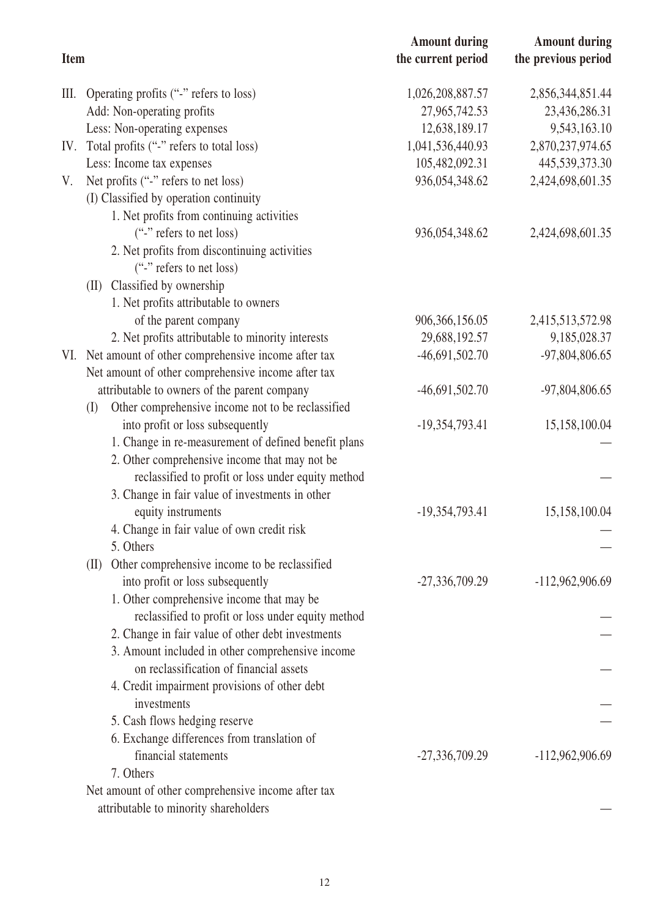| Item | Amount during the current period | Amount during the previous period |
|---|---|---|
| III. Operating profits ("-" refers to loss) | 1,026,208,887.57 | 2,856,344,851.44 |
| Add: Non-operating profits | 27,965,742.53 | 23,436,286.31 |
| Less: Non-operating expenses | 12,638,189.17 | 9,543,163.10 |
| IV. Total profits ("-" refers to total loss) | 1,041,536,440.93 | 2,870,237,974.65 |
| Less: Income tax expenses | 105,482,092.31 | 445,539,373.30 |
| V. Net profits ("-" refers to net loss) | 936,054,348.62 | 2,424,698,601.35 |
| (I) Classified by operation continuity | | |
| 1. Net profits from continuing activities ("-" refers to net loss) | 936,054,348.62 | 2,424,698,601.35 |
| 2. Net profits from discontinuing activities ("-" refers to net loss) | | |
| (II) Classified by ownership | | |
| 1. Net profits attributable to owners of the parent company | 906,366,156.05 | 2,415,513,572.98 |
| 2. Net profits attributable to minority interests | 29,688,192.57 | 9,185,028.37 |
| VI. Net amount of other comprehensive income after tax | -46,691,502.70 | -97,804,806.65 |
| Net amount of other comprehensive income after tax attributable to owners of the parent company | -46,691,502.70 | -97,804,806.65 |
| (I) Other comprehensive income not to be reclassified into profit or loss subsequently | -19,354,793.41 | 15,158,100.04 |
| 1. Change in re-measurement of defined benefit plans | | — |
| 2. Other comprehensive income that may not be reclassified to profit or loss under equity method | | — |
| 3. Change in fair value of investments in other equity instruments | -19,354,793.41 | 15,158,100.04 |
| 4. Change in fair value of own credit risk | | — |
| 5. Others | | — |
| (II) Other comprehensive income to be reclassified into profit or loss subsequently | -27,336,709.29 | -112,962,906.69 |
| 1. Other comprehensive income that may be reclassified to profit or loss under equity method | | — |
| 2. Change in fair value of other debt investments | | — |
| 3. Amount included in other comprehensive income on reclassification of financial assets | | — |
| 4. Credit impairment provisions of other debt investments | | — |
| 5. Cash flows hedging reserve | | — |
| 6. Exchange differences from translation of financial statements | -27,336,709.29 | -112,962,906.69 |
| 7. Others | | |
| Net amount of other comprehensive income after tax attributable to minority shareholders | | — |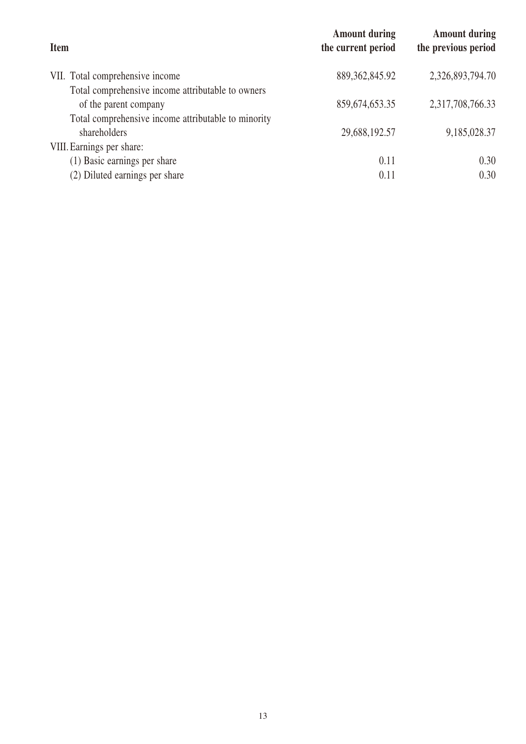| Item | Amount during the current period | Amount during the previous period |
|---|---|---|
| VII. Total comprehensive income | 889,362,845.92 | 2,326,893,794.70 |
| Total comprehensive income attributable to owners of the parent company | 859,674,653.35 | 2,317,708,766.33 |
| Total comprehensive income attributable to minority shareholders | 29,688,192.57 | 9,185,028.37 |
| VIII. Earnings per share: | | |
| (1) Basic earnings per share | 0.11 | 0.30 |
| (2) Diluted earnings per share | 0.11 | 0.30 |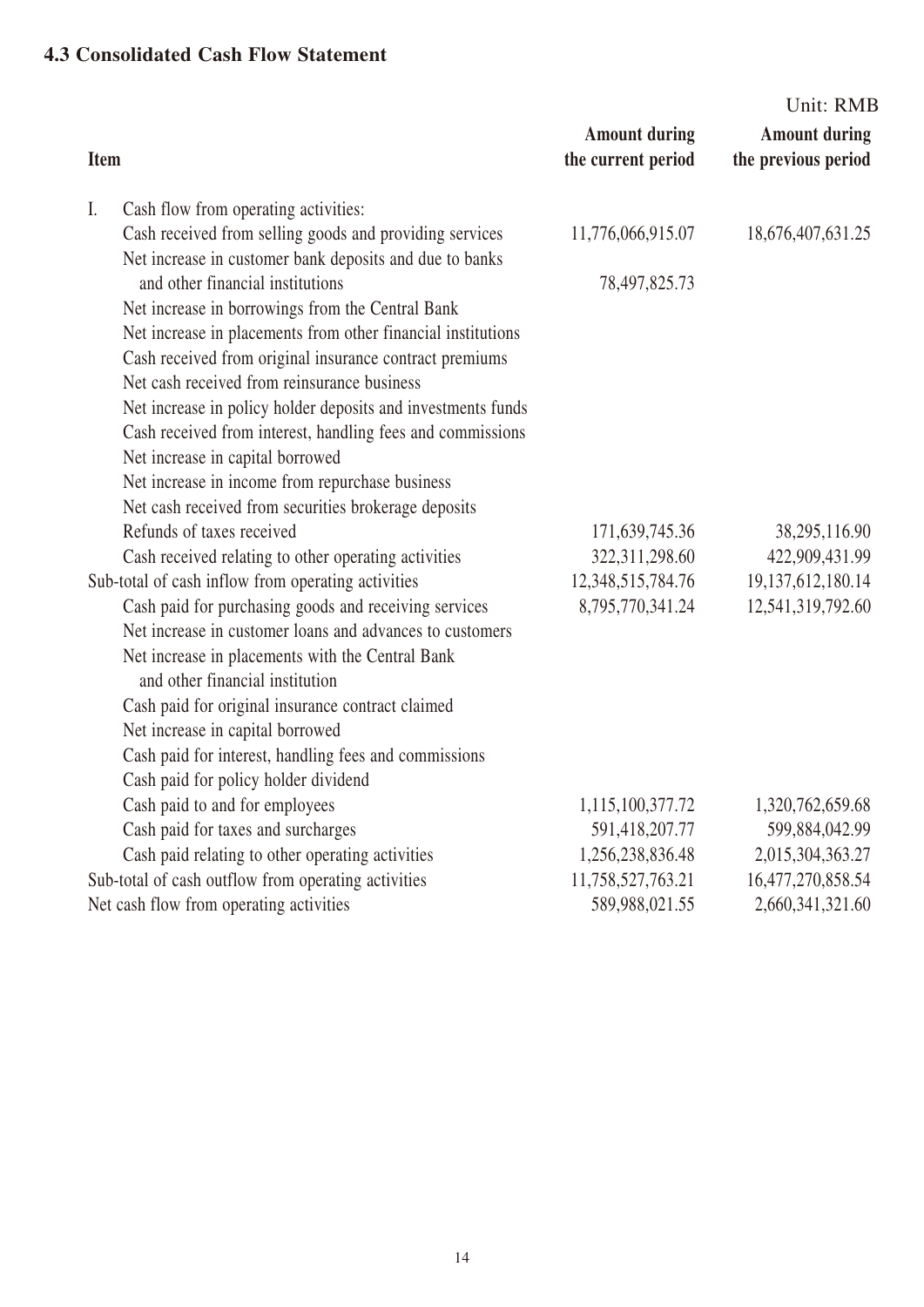### 4.3 Consolidated Cash Flow Statement

Unit: RMB

| Item | Amount during the current period | Amount during the previous period |
|---|---|---|
| I. Cash flow from operating activities: | | |
| Cash received from selling goods and providing services | 11,776,066,915.07 | 18,676,407,631.25 |
| Net increase in customer bank deposits and due to banks and other financial institutions | 78,497,825.73 | |
| Net increase in borrowings from the Central Bank | | |
| Net increase in placements from other financial institutions | | |
| Cash received from original insurance contract premiums | | |
| Net cash received from reinsurance business | | |
| Net increase in policy holder deposits and investments funds | | |
| Cash received from interest, handling fees and commissions | | |
| Net increase in capital borrowed | | |
| Net increase in income from repurchase business | | |
| Net cash received from securities brokerage deposits | | |
| Refunds of taxes received | 171,639,745.36 | 38,295,116.90 |
| Cash received relating to other operating activities | 322,311,298.60 | 422,909,431.99 |
| Sub-total of cash inflow from operating activities | 12,348,515,784.76 | 19,137,612,180.14 |
| Cash paid for purchasing goods and receiving services | 8,795,770,341.24 | 12,541,319,792.60 |
| Net increase in customer loans and advances to customers | | |
| Net increase in placements with the Central Bank and other financial institution | | |
| Cash paid for original insurance contract claimed | | |
| Net increase in capital borrowed | | |
| Cash paid for interest, handling fees and commissions | | |
| Cash paid for policy holder dividend | | |
| Cash paid to and for employees | 1,115,100,377.72 | 1,320,762,659.68 |
| Cash paid for taxes and surcharges | 591,418,207.77 | 599,884,042.99 |
| Cash paid relating to other operating activities | 1,256,238,836.48 | 2,015,304,363.27 |
| Sub-total of cash outflow from operating activities | 11,758,527,763.21 | 16,477,270,858.54 |
| Net cash flow from operating activities | 589,988,021.55 | 2,660,341,321.60 |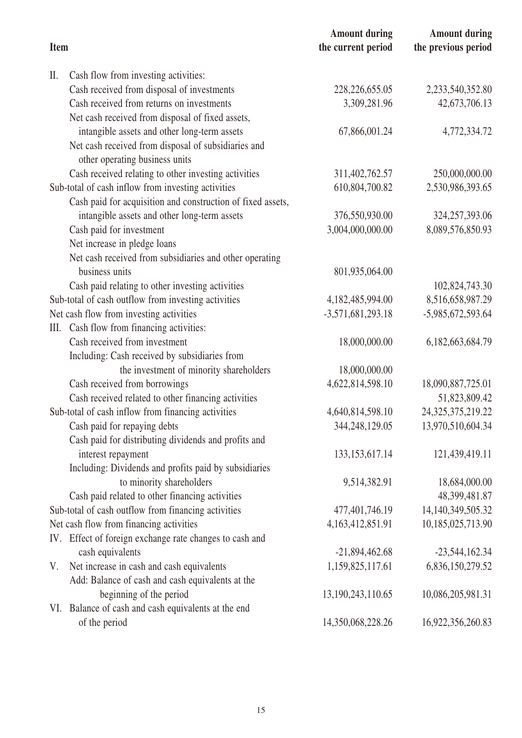| Item | Amount during the current period | Amount during the previous period |
|---|---|---|
| II. Cash flow from investing activities: | | |
| Cash received from disposal of investments | 228,226,655.05 | 2,233,540,352.80 |
| Cash received from returns on investments | 3,309,281.96 | 42,673,706.13 |
| Net cash received from disposal of fixed assets, intangible assets and other long-term assets | 67,866,001.24 | 4,772,334.72 |
| Net cash received from disposal of subsidiaries and other operating business units | | |
| Cash received relating to other investing activities | 311,402,762.57 | 250,000,000.00 |
| Sub-total of cash inflow from investing activities | 610,804,700.82 | 2,530,986,393.65 |
| Cash paid for acquisition and construction of fixed assets, intangible assets and other long-term assets | 376,550,930.00 | 324,257,393.06 |
| Cash paid for investment | 3,004,000,000.00 | 8,089,576,850.93 |
| Net increase in pledge loans | | |
| Net cash received from subsidiaries and other operating business units | 801,935,064.00 | |
| Cash paid relating to other investing activities | | 102,824,743.30 |
| Sub-total of cash outflow from investing activities | 4,182,485,994.00 | 8,516,658,987.29 |
| Net cash flow from investing activities | -3,571,681,293.18 | -5,985,672,593.64 |
| III. Cash flow from financing activities: | | |
| Cash received from investment | 18,000,000.00 | 6,182,663,684.79 |
| Including: Cash received by subsidiaries from the investment of minority shareholders | 18,000,000.00 | |
| Cash received from borrowings | 4,622,814,598.10 | 18,090,887,725.01 |
| Cash received related to other financing activities | | 51,823,809.42 |
| Sub-total of cash inflow from financing activities | 4,640,814,598.10 | 24,325,375,219.22 |
| Cash paid for repaying debts | 344,248,129.05 | 13,970,510,604.34 |
| Cash paid for distributing dividends and profits and interest repayment | 133,153,617.14 | 121,439,419.11 |
| Including: Dividends and profits paid by subsidiaries to minority shareholders | 9,514,382.91 | 18,684,000.00 |
| Cash paid related to other financing activities | | 48,399,481.87 |
| Sub-total of cash outflow from financing activities | 477,401,746.19 | 14,140,349,505.32 |
| Net cash flow from financing activities | 4,163,412,851.91 | 10,185,025,713.90 |
| IV. Effect of foreign exchange rate changes to cash and cash equivalents | -21,894,462.68 | -23,544,162.34 |
| V. Net increase in cash and cash equivalents | 1,159,825,117.61 | 6,836,150,279.52 |
| Add: Balance of cash and cash equivalents at the beginning of the period | 13,190,243,110.65 | 10,086,205,981.31 |
| VI. Balance of cash and cash equivalents at the end of the period | 14,350,068,228.26 | 16,922,356,260.83 |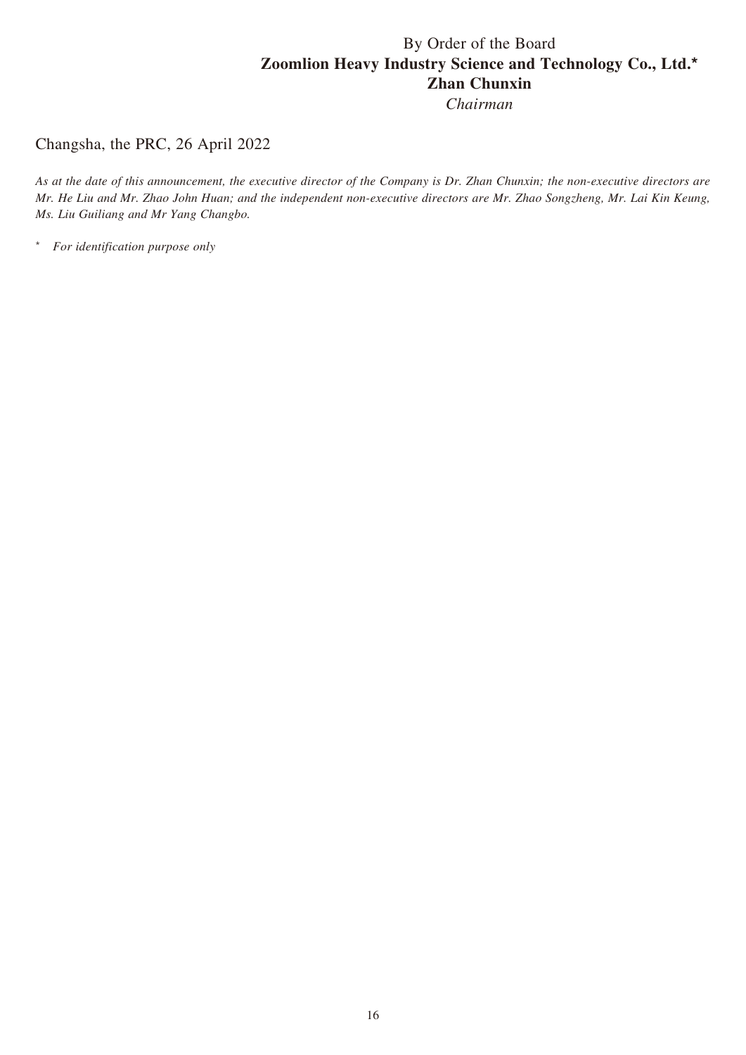By Order of the Board
**Zoomlion Heavy Industry Science and Technology Co., Ltd.***
**Zhan Chunxin**
*Chairman*

Changsha, the PRC, 26 April 2022

*As at the date of this announcement, the executive director of the Company is Dr. Zhan Chunxin; the non-executive directors are Mr. He Liu and Mr. Zhao John Huan; and the independent non-executive directors are Mr. Zhao Songzheng, Mr. Lai Kin Keung, Ms. Liu Guiliang and Mr Yang Changbo.*

\* *For identification purpose only*